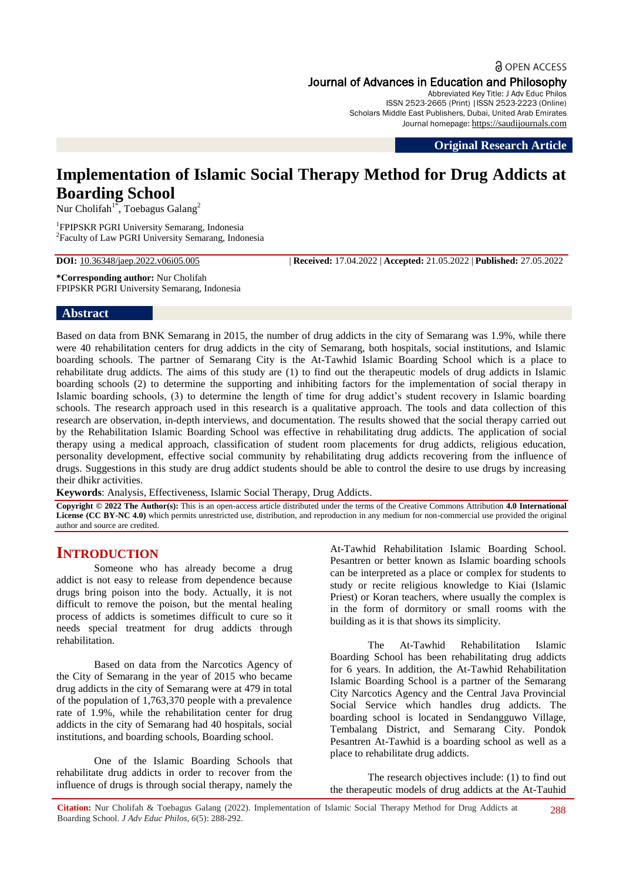OPEN ACCESS

Journal of Advances in Education and Philosophy
Abbreviated Key Title: J Adv Educ Philos
ISSN 2523-2665 (Print) |ISSN 2523-2223 (Online)
Scholars Middle East Publishers, Dubai, United Arab Emirates
Journal homepage: https://saudijournals.com

**Original Research Article**

# Implementation of Islamic Social Therapy Method for Drug Addicts at Boarding School

Nur Cholifah[1*], Toebagus Galang[2]

[1]FPIPSKR PGRI University Semarang, Indonesia
[2]Faculty of Law PGRI University Semarang, Indonesia

**DOI:** 10.36348/jaep.2022.v06i05.005 | **Received:** 17.04.2022 | **Accepted:** 21.05.2022 | **Published:** 27.05.2022

**\*Corresponding author:** Nur Cholifah
FPIPSKR PGRI University Semarang, Indonesia

## Abstract

Based on data from BNK Semarang in 2015, the number of drug addicts in the city of Semarang was 1.9%, while there were 40 rehabilitation centers for drug addicts in the city of Semarang, both hospitals, social institutions, and Islamic boarding schools. The partner of Semarang City is the At-Tawhid Islamic Boarding School which is a place to rehabilitate drug addicts. The aims of this study are (1) to find out the therapeutic models of drug addicts in Islamic boarding schools (2) to determine the supporting and inhibiting factors for the implementation of social therapy in Islamic boarding schools, (3) to determine the length of time for drug addict's student recovery in Islamic boarding schools. The research approach used in this research is a qualitative approach. The tools and data collection of this research are observation, in-depth interviews, and documentation. The results showed that the social therapy carried out by the Rehabilitation Islamic Boarding School was effective in rehabilitating drug addicts. The application of social therapy using a medical approach, classification of student room placements for drug addicts, religious education, personality development, effective social community by rehabilitating drug addicts recovering from the influence of drugs. Suggestions in this study are drug addict students should be able to control the desire to use drugs by increasing their dhikr activities.

**Keywords**: Analysis, Effectiveness, Islamic Social Therapy, Drug Addicts.

**Copyright © 2022 The Author(s):** This is an open-access article distributed under the terms of the Creative Commons Attribution **4.0 International License (CC BY-NC 4.0)** which permits unrestricted use, distribution, and reproduction in any medium for non-commercial use provided the original author and source are credited.

## INTRODUCTION

Someone who has already become a drug addict is not easy to release from dependence because drugs bring poison into the body. Actually, it is not difficult to remove the poison, but the mental healing process of addicts is sometimes difficult to cure so it needs special treatment for drug addicts through rehabilitation.

Based on data from the Narcotics Agency of the City of Semarang in the year of 2015 who became drug addicts in the city of Semarang were at 479 in total of the population of 1,763,370 people with a prevalence rate of 1.9%, while the rehabilitation center for drug addicts in the city of Semarang had 40 hospitals, social institutions, and boarding schools, Boarding school.

One of the Islamic Boarding Schools that rehabilitate drug addicts in order to recover from the influence of drugs is through social therapy, namely the At-Tawhid Rehabilitation Islamic Boarding School. Pesantren or better known as Islamic boarding schools can be interpreted as a place or complex for students to study or recite religious knowledge to Kiai (Islamic Priest) or Koran teachers, where usually the complex is in the form of dormitory or small rooms with the building as it is that shows its simplicity.

The At-Tawhid Rehabilitation Islamic Boarding School has been rehabilitating drug addicts for 6 years. In addition, the At-Tawhid Rehabilitation Islamic Boarding School is a partner of the Semarang City Narcotics Agency and the Central Java Provincial Social Service which handles drug addicts. The boarding school is located in Sendangguwo Village, Tembalang District, and Semarang City. Pondok Pesantren At-Tawhid is a boarding school as well as a place to rehabilitate drug addicts.

The research objectives include: (1) to find out the therapeutic models of drug addicts at the At-Tauhid

**Citation:** Nur Cholifah & Toebagus Galang (2022). Implementation of Islamic Social Therapy Method for Drug Addicts at Boarding School. *J Adv Educ Philos, 6*(5): 288-292.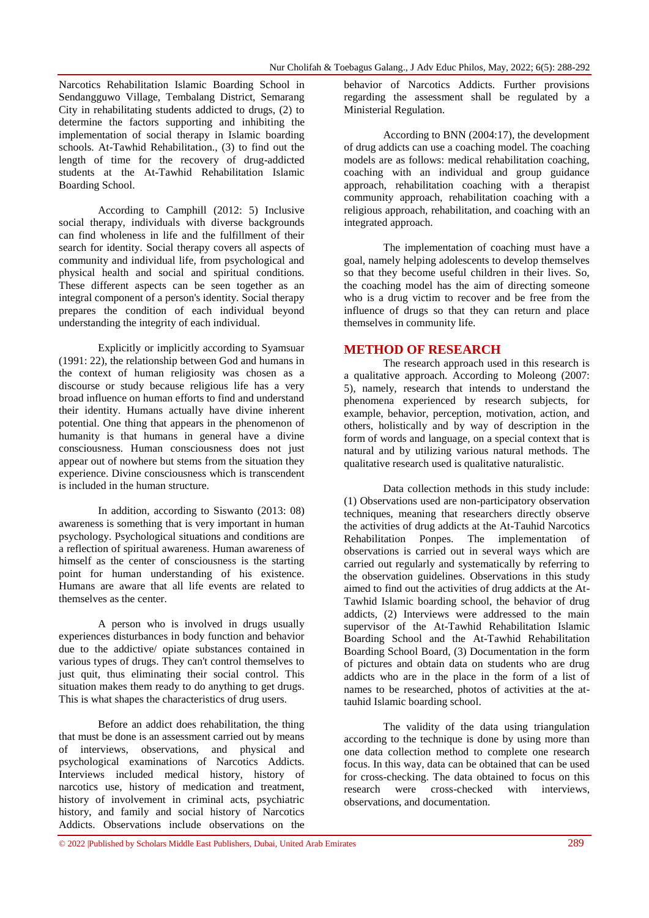Narcotics Rehabilitation Islamic Boarding School in Sendangguwo Village, Tembalang District, Semarang City in rehabilitating students addicted to drugs, (2) to determine the factors supporting and inhibiting the implementation of social therapy in Islamic boarding schools. At-Tawhid Rehabilitation., (3) to find out the length of time for the recovery of drug-addicted students at the At-Tawhid Rehabilitation Islamic Boarding School.

According to Camphill (2012: 5) Inclusive social therapy, individuals with diverse backgrounds can find wholeness in life and the fulfillment of their search for identity. Social therapy covers all aspects of community and individual life, from psychological and physical health and social and spiritual conditions. These different aspects can be seen together as an integral component of a person's identity. Social therapy prepares the condition of each individual beyond understanding the integrity of each individual.

Explicitly or implicitly according to Syamsuar (1991: 22), the relationship between God and humans in the context of human religiosity was chosen as a discourse or study because religious life has a very broad influence on human efforts to find and understand their identity. Humans actually have divine inherent potential. One thing that appears in the phenomenon of humanity is that humans in general have a divine consciousness. Human consciousness does not just appear out of nowhere but stems from the situation they experience. Divine consciousness which is transcendent is included in the human structure.

In addition, according to Siswanto (2013: 08) awareness is something that is very important in human psychology. Psychological situations and conditions are a reflection of spiritual awareness. Human awareness of himself as the center of consciousness is the starting point for human understanding of his existence. Humans are aware that all life events are related to themselves as the center.

A person who is involved in drugs usually experiences disturbances in body function and behavior due to the addictive/ opiate substances contained in various types of drugs. They can't control themselves to just quit, thus eliminating their social control. This situation makes them ready to do anything to get drugs. This is what shapes the characteristics of drug users.

Before an addict does rehabilitation, the thing that must be done is an assessment carried out by means of interviews, observations, and physical and psychological examinations of Narcotics Addicts. Interviews included medical history, history of narcotics use, history of medication and treatment, history of involvement in criminal acts, psychiatric history, and family and social history of Narcotics Addicts. Observations include observations on the behavior of Narcotics Addicts. Further provisions regarding the assessment shall be regulated by a Ministerial Regulation.

According to BNN (2004:17), the development of drug addicts can use a coaching model. The coaching models are as follows: medical rehabilitation coaching, coaching with an individual and group guidance approach, rehabilitation coaching with a therapist community approach, rehabilitation coaching with a religious approach, rehabilitation, and coaching with an integrated approach.

The implementation of coaching must have a goal, namely helping adolescents to develop themselves so that they become useful children in their lives. So, the coaching model has the aim of directing someone who is a drug victim to recover and be free from the influence of drugs so that they can return and place themselves in community life.

## METHOD OF RESEARCH

The research approach used in this research is a qualitative approach. According to Moleong (2007: 5), namely, research that intends to understand the phenomena experienced by research subjects, for example, behavior, perception, motivation, action, and others, holistically and by way of description in the form of words and language, on a special context that is natural and by utilizing various natural methods. The qualitative research used is qualitative naturalistic.

Data collection methods in this study include: (1) Observations used are non-participatory observation techniques, meaning that researchers directly observe the activities of drug addicts at the At-Tauhid Narcotics Rehabilitation Ponpes. The implementation of observations is carried out in several ways which are carried out regularly and systematically by referring to the observation guidelines. Observations in this study aimed to find out the activities of drug addicts at the At-Tawhid Islamic boarding school, the behavior of drug addicts, (2) Interviews were addressed to the main supervisor of the At-Tawhid Rehabilitation Islamic Boarding School and the At-Tawhid Rehabilitation Boarding School Board, (3) Documentation in the form of pictures and obtain data on students who are drug addicts who are in the place in the form of a list of names to be researched, photos of activities at the at-tauhid Islamic boarding school.

The validity of the data using triangulation according to the technique is done by using more than one data collection method to complete one research focus. In this way, data can be obtained that can be used for cross-checking. The data obtained to focus on this research were cross-checked with interviews, observations, and documentation.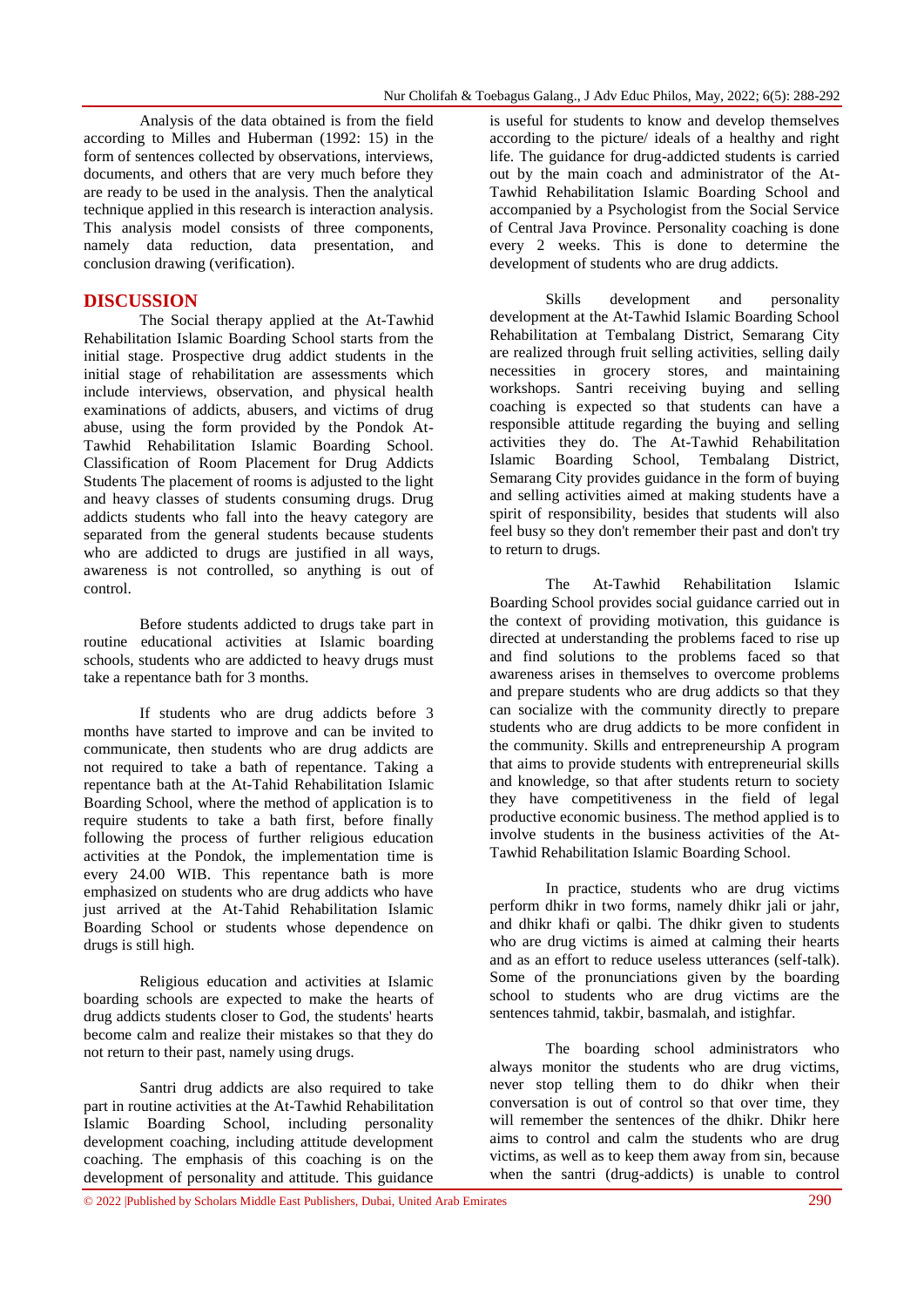Analysis of the data obtained is from the field according to Milles and Huberman (1992: 15) in the form of sentences collected by observations, interviews, documents, and others that are very much before they are ready to be used in the analysis. Then the analytical technique applied in this research is interaction analysis. This analysis model consists of three components, namely data reduction, data presentation, and conclusion drawing (verification).

## DISCUSSION

The Social therapy applied at the At-Tawhid Rehabilitation Islamic Boarding School starts from the initial stage. Prospective drug addict students in the initial stage of rehabilitation are assessments which include interviews, observation, and physical health examinations of addicts, abusers, and victims of drug abuse, using the form provided by the Pondok At-Tawhid Rehabilitation Islamic Boarding School. Classification of Room Placement for Drug Addicts Students The placement of rooms is adjusted to the light and heavy classes of students consuming drugs. Drug addicts students who fall into the heavy category are separated from the general students because students who are addicted to drugs are justified in all ways, awareness is not controlled, so anything is out of control.

Before students addicted to drugs take part in routine educational activities at Islamic boarding schools, students who are addicted to heavy drugs must take a repentance bath for 3 months.

If students who are drug addicts before 3 months have started to improve and can be invited to communicate, then students who are drug addicts are not required to take a bath of repentance. Taking a repentance bath at the At-Tahid Rehabilitation Islamic Boarding School, where the method of application is to require students to take a bath first, before finally following the process of further religious education activities at the Pondok, the implementation time is every 24.00 WIB. This repentance bath is more emphasized on students who are drug addicts who have just arrived at the At-Tawhid Rehabilitation Islamic Boarding School or students whose dependence on drugs is still high.

Religious education and activities at Islamic boarding schools are expected to make the hearts of drug addicts students closer to God, the students' hearts become calm and realize their mistakes so that they do not return to their past, namely using drugs.

Santri drug addicts are also required to take part in routine activities at the At-Tawhid Rehabilitation Islamic Boarding School, including personality development coaching, including attitude development coaching. The emphasis of this coaching is on the development of personality and attitude. This guidance is useful for students to know and develop themselves according to the picture/ ideals of a healthy and right life. The guidance for drug-addicted students is carried out by the main coach and administrator of the At-Tawhid Rehabilitation Islamic Boarding School and accompanied by a Psychologist from the Social Service of Central Java Province. Personality coaching is done every 2 weeks. This is done to determine the development of students who are drug addicts.

Skills development and personality development at the At-Tawhid Islamic Boarding School Rehabilitation at Tembalang District, Semarang City are realized through fruit selling activities, selling daily necessities in grocery stores, and maintaining workshops. Santri receiving buying and selling coaching is expected so that students can have a responsible attitude regarding the buying and selling activities they do. The At-Tawhid Rehabilitation Islamic Boarding School, Tembalang District, Semarang City provides guidance in the form of buying and selling activities aimed at making students have a spirit of responsibility, besides that students will also feel busy so they don't remember their past and don't try to return to drugs.

The At-Tawhid Rehabilitation Islamic Boarding School provides social guidance carried out in the context of providing motivation, this guidance is directed at understanding the problems faced to rise up and find solutions to the problems faced so that awareness arises in themselves to overcome problems and prepare students who are drug addicts so that they can socialize with the community directly to prepare students who are drug addicts to be more confident in the community. Skills and entrepreneurship A program that aims to provide students with entrepreneurial skills and knowledge, so that after students return to society they have competitiveness in the field of legal productive economic business. The method applied is to involve students in the business activities of the At-Tawhid Rehabilitation Islamic Boarding School.

In practice, students who are drug victims perform dhikr in two forms, namely dhikr jali or jahr, and dhikr khafi or qalbi. The dhikr given to students who are drug victims is aimed at calming their hearts and as an effort to reduce useless utterances (self-talk). Some of the pronunciations given by the boarding school to students who are drug victims are the sentences tahmid, takbir, basmalah, and istighfar.

The boarding school administrators who always monitor the students who are drug victims, never stop telling them to do dhikr when their conversation is out of control so that over time, they will remember the sentences of the dhikr. Dhikr here aims to control and calm the students who are drug victims, as well as to keep them away from sin, because when the santri (drug-addicts) is unable to control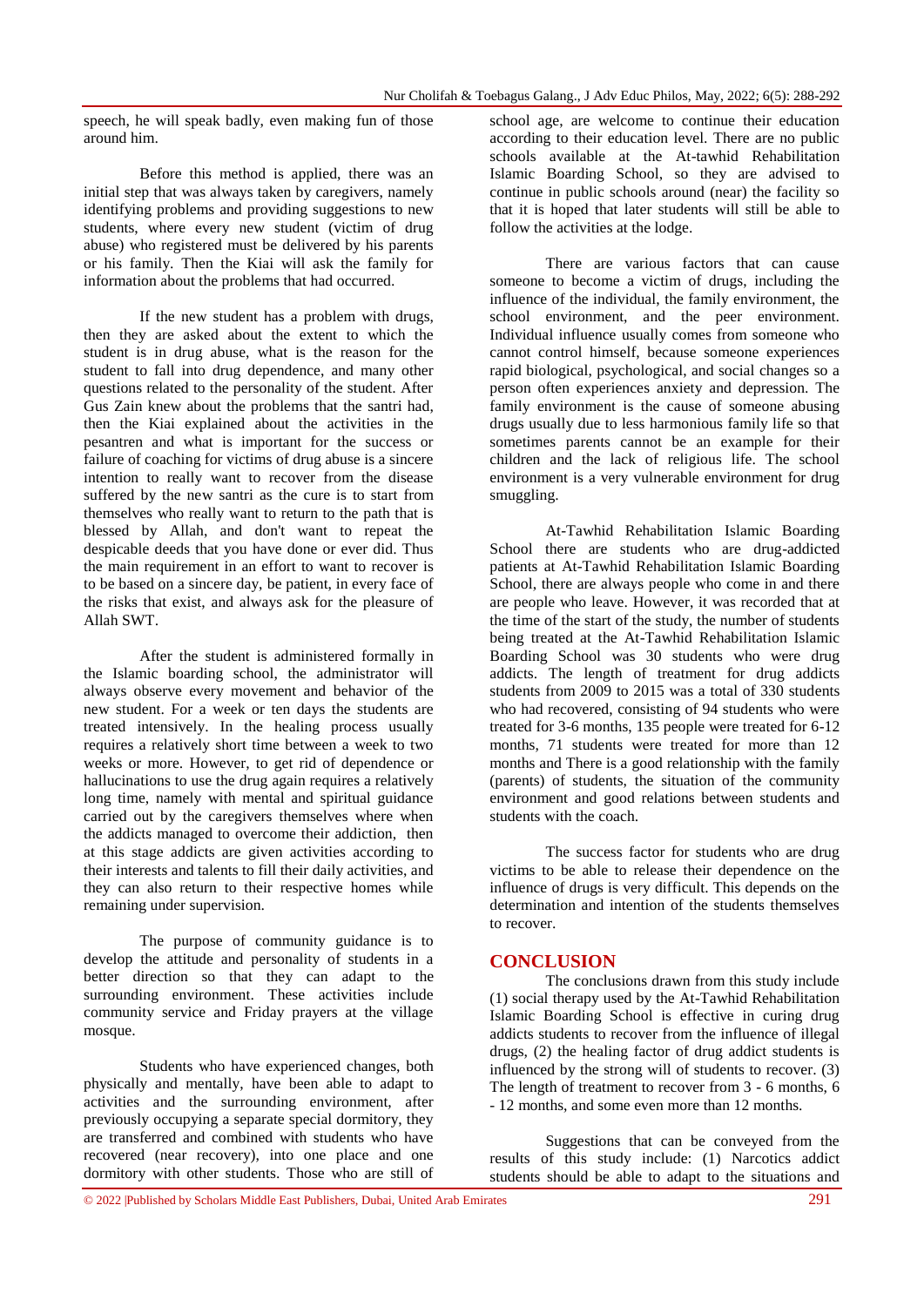speech, he will speak badly, even making fun of those around him.

Before this method is applied, there was an initial step that was always taken by caregivers, namely identifying problems and providing suggestions to new students, where every new student (victim of drug abuse) who registered must be delivered by his parents or his family. Then the Kiai will ask the family for information about the problems that had occurred.

If the new student has a problem with drugs, then they are asked about the extent to which the student is in drug abuse, what is the reason for the student to fall into drug dependence, and many other questions related to the personality of the student. After Gus Zain knew about the problems that the santri had, then the Kiai explained about the activities in the pesantren and what is important for the success or failure of coaching for victims of drug abuse is a sincere intention to really want to recover from the disease suffered by the new santri as the cure is to start from themselves who really want to return to the path that is blessed by Allah, and don't want to repeat the despicable deeds that you have done or ever did. Thus the main requirement in an effort to want to recover is to be based on a sincere day, be patient, in every face of the risks that exist, and always ask for the pleasure of Allah SWT.

After the student is administered formally in the Islamic boarding school, the administrator will always observe every movement and behavior of the new student. For a week or ten days the students are treated intensively. In the healing process usually requires a relatively short time between a week to two weeks or more. However, to get rid of dependence or hallucinations to use the drug again requires a relatively long time, namely with mental and spiritual guidance carried out by the caregivers themselves where when the addicts managed to overcome their addiction, then at this stage addicts are given activities according to their interests and talents to fill their daily activities, and they can also return to their respective homes while remaining under supervision.

The purpose of community guidance is to develop the attitude and personality of students in a better direction so that they can adapt to the surrounding environment. These activities include community service and Friday prayers at the village mosque.

Students who have experienced changes, both physically and mentally, have been able to adapt to activities and the surrounding environment, after previously occupying a separate special dormitory, they are transferred and combined with students who have recovered (near recovery), into one place and one dormitory with other students. Those who are still of school age, are welcome to continue their education according to their education level. There are no public schools available at the At-tawhid Rehabilitation Islamic Boarding School, so they are advised to continue in public schools around (near) the facility so that it is hoped that later students will still be able to follow the activities at the lodge.

There are various factors that can cause someone to become a victim of drugs, including the influence of the individual, the family environment, the school environment, and the peer environment. Individual influence usually comes from someone who cannot control himself, because someone experiences rapid biological, psychological, and social changes so a person often experiences anxiety and depression. The family environment is the cause of someone abusing drugs usually due to less harmonious family life so that sometimes parents cannot be an example for their children and the lack of religious life. The school environment is a very vulnerable environment for drug smuggling.

At-Tawhid Rehabilitation Islamic Boarding School there are students who are drug-addicted patients at At-Tawhid Rehabilitation Islamic Boarding School, there are always people who come in and there are people who leave. However, it was recorded that at the time of the start of the study, the number of students being treated at the At-Tawhid Rehabilitation Islamic Boarding School was 30 students who were drug addicts. The length of treatment for drug addicts students from 2009 to 2015 was a total of 330 students who had recovered, consisting of 94 students who were treated for 3-6 months, 135 people were treated for 6-12 months, 71 students were treated for more than 12 months and There is a good relationship with the family (parents) of students, the situation of the community environment and good relations between students and students with the coach.

The success factor for students who are drug victims to be able to release their dependence on the influence of drugs is very difficult. This depends on the determination and intention of the students themselves to recover.

## CONCLUSION

The conclusions drawn from this study include (1) social therapy used by the At-Tawhid Rehabilitation Islamic Boarding School is effective in curing drug addicts students to recover from the influence of illegal drugs, (2) the healing factor of drug addict students is influenced by the strong will of students to recover. (3) The length of treatment to recover from 3 - 6 months, 6 - 12 months, and some even more than 12 months.

Suggestions that can be conveyed from the results of this study include: (1) Narcotics addict students should be able to adapt to the situations and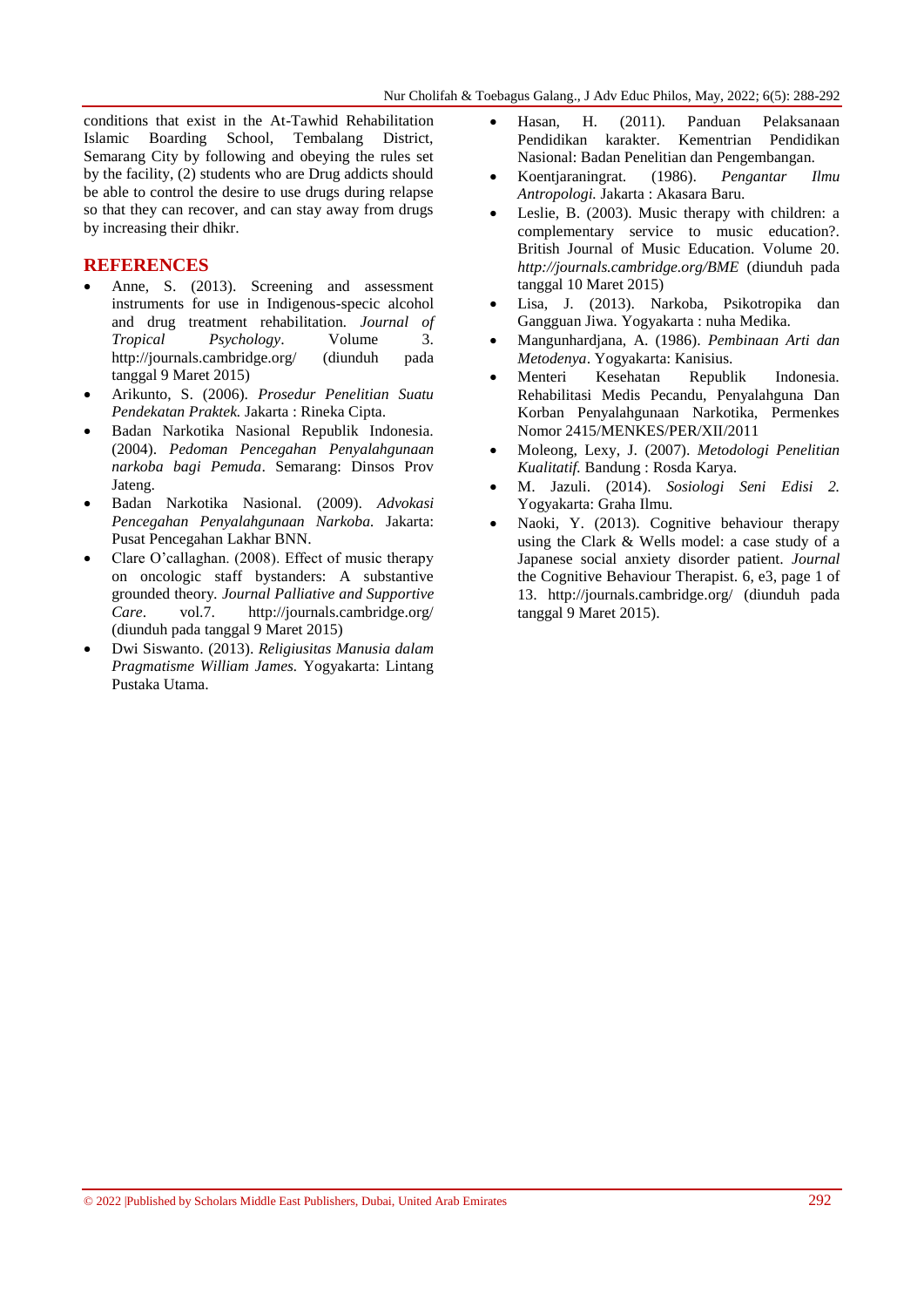conditions that exist in the At-Tawhid Rehabilitation Islamic Boarding School, Tembalang District, Semarang City by following and obeying the rules set by the facility, (2) students who are Drug addicts should be able to control the desire to use drugs during relapse so that they can recover, and can stay away from drugs by increasing their dhikr.

## REFERENCES

- Anne, S. (2013). Screening and assessment instruments for use in Indigenous-specic alcohol and drug treatment rehabilitation. *Journal of Tropical Psychology*. Volume 3. http://journals.cambridge.org/ (diunduh pada tanggal 9 Maret 2015)
- Arikunto, S. (2006). *Prosedur Penelitian Suatu Pendekatan Praktek.* Jakarta : Rineka Cipta.
- Badan Narkotika Nasional Republik Indonesia. (2004). *Pedoman Pencegahan Penyalahgunaan narkoba bagi Pemuda*. Semarang: Dinsos Prov Jateng.
- Badan Narkotika Nasional. (2009). *Advokasi Pencegahan Penyalahgunaan Narkoba.* Jakarta: Pusat Pencegahan Lakhar BNN.
- Clare O'callaghan. (2008). Effect of music therapy on oncologic staff bystanders: A substantive grounded theory. *Journal Palliative and Supportive Care*. vol.7. http://journals.cambridge.org/ (diunduh pada tanggal 9 Maret 2015)
- Dwi Siswanto. (2013). *Religiusitas Manusia dalam Pragmatisme William James.* Yogyakarta: Lintang Pustaka Utama.
- Hasan, H. (2011). Panduan Pelaksanaan Pendidikan karakter. Kementrian Pendidikan Nasional: Badan Penelitian dan Pengembangan.
- Koentjaraningrat. (1986). *Pengantar Ilmu Antropologi.* Jakarta : Akasara Baru.
- Leslie, B. (2003). Music therapy with children: a complementary service to music education?. British Journal of Music Education. Volume 20. *http://journals.cambridge.org/BME* (diunduh pada tanggal 10 Maret 2015)
- Lisa, J. (2013). Narkoba, Psikotropika dan Gangguan Jiwa. Yogyakarta : nuha Medika.
- Mangunhardjana, A. (1986). *Pembinaan Arti dan Metodenya*. Yogyakarta: Kanisius.
- Menteri Kesehatan Republik Indonesia. Rehabilitasi Medis Pecandu, Penyalahguna Dan Korban Penyalahgunaan Narkotika, Permenkes Nomor 2415/MENKES/PER/XII/2011
- Moleong, Lexy, J. (2007). *Metodologi Penelitian Kualitatif.* Bandung : Rosda Karya.
- M. Jazuli. (2014). *Sosiologi Seni Edisi 2.* Yogyakarta: Graha Ilmu.
- Naoki, Y. (2013). Cognitive behaviour therapy using the Clark & Wells model: a case study of a Japanese social anxiety disorder patient. *Journal* the Cognitive Behaviour Therapist. 6, e3, page 1 of 13. http://journals.cambridge.org/ (diunduh pada tanggal 9 Maret 2015).